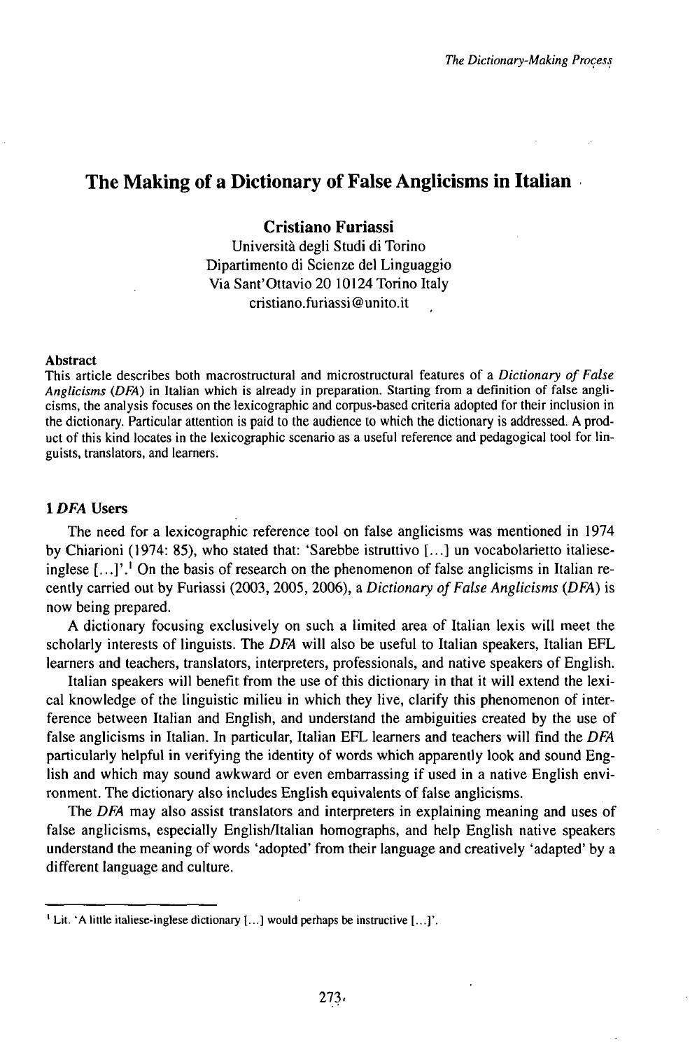# The Making of a Dictionary of False Anglicisms in Italian

**Cristiano Furiassi**
Università degli Studi di Torino
Dipartimento di Scienze del Linguaggio
Via Sant'Ottavio 20 10124 Torino Italy
cristiano.furiassi@unito.it

**Abstract**
This article describes both macrostructural and microstructural features of a *Dictionary of False Anglicisms* (*DFA*) in Italian which is already in preparation. Starting from a definition of false anglicisms, the analysis focuses on the lexicographic and corpus-based criteria adopted for their inclusion in the dictionary. Particular attention is paid to the audience to which the dictionary is addressed. A product of this kind locates in the lexicographic scenario as a useful reference and pedagogical tool for linguists, translators, and learners.

## 1 *DFA* Users

The need for a lexicographic reference tool on false anglicisms was mentioned in 1974 by Chiarioni (1974: 85), who stated that: 'Sarebbe istruttivo [...] un vocabolarietto italiese-inglese [...]'.[1] On the basis of research on the phenomenon of false anglicisms in Italian recently carried out by Furiassi (2003, 2005, 2006), a *Dictionary of False Anglicisms* (*DFA*) is now being prepared.

A dictionary focusing exclusively on such a limited area of Italian lexis will meet the scholarly interests of linguists. The *DFA* will also be useful to Italian speakers, Italian EFL learners and teachers, translators, interpreters, professionals, and native speakers of English.

Italian speakers will benefit from the use of this dictionary in that it will extend the lexical knowledge of the linguistic milieu in which they live, clarify this phenomenon of interference between Italian and English, and understand the ambiguities created by the use of false anglicisms in Italian. In particular, Italian EFL learners and teachers will find the *DFA* particularly helpful in verifying the identity of words which apparently look and sound English and which may sound awkward or even embarrassing if used in a native English environment. The dictionary also includes English equivalents of false anglicisms.

The *DFA* may also assist translators and interpreters in explaining meaning and uses of false anglicisms, especially English/Italian homographs, and help English native speakers understand the meaning of words 'adopted' from their language and creatively 'adapted' by a different language and culture.

---

[1] Lit. 'A little italiese-inglese dictionary [...] would perhaps be instructive [...]'.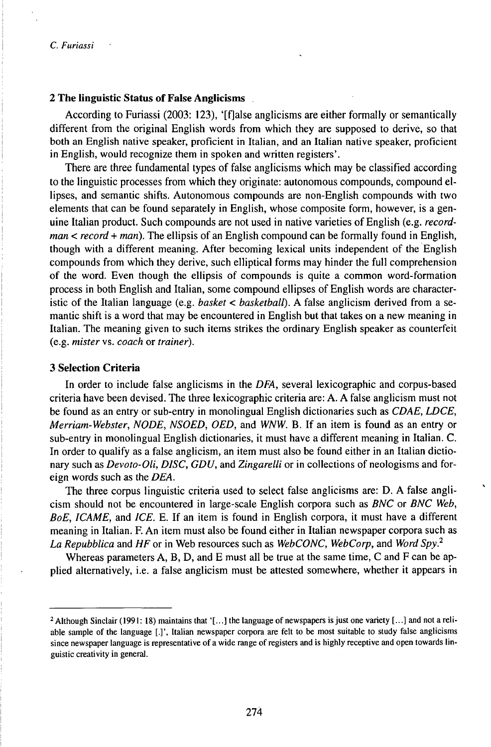## 2 The linguistic Status of False Anglicisms

According to Furiassi (2003: 123), '[f]alse anglicisms are either formally or semantically different from the original English words from which they are supposed to derive, so that both an English native speaker, proficient in Italian, and an Italian native speaker, proficient in English, would recognize them in spoken and written registers'.

There are three fundamental types of false anglicisms which may be classified according to the linguistic processes from which they originate: autonomous compounds, compound ellipses, and semantic shifts. Autonomous compounds are non-English compounds with two elements that can be found separately in English, whose composite form, however, is a genuine Italian product. Such compounds are not used in native varieties of English (e.g. *recordman* < *record* + *man*). The ellipsis of an English compound can be formally found in English, though with a different meaning. After becoming lexical units independent of the English compounds from which they derive, such elliptical forms may hinder the full comprehension of the word. Even though the ellipsis of compounds is quite a common word-formation process in both English and Italian, some compound ellipses of English words are characteristic of the Italian language (e.g. *basket* < *basketball*). A false anglicism derived from a semantic shift is a word that may be encountered in English but that takes on a new meaning in Italian. The meaning given to such items strikes the ordinary English speaker as counterfeit (e.g. *mister* vs. *coach* or *trainer*).

## 3 Selection Criteria

In order to include false anglicisms in the *DFA*, several lexicographic and corpus-based criteria have been devised. The three lexicographic criteria are: A. A false anglicism must not be found as an entry or sub-entry in monolingual English dictionaries such as *CDAE*, *LDCE*, *Merriam-Webster*, *NODE*, *NSOED*, *OED*, and *WNW*. B. If an item is found as an entry or sub-entry in monolingual English dictionaries, it must have a different meaning in Italian. C. In order to qualify as a false anglicism, an item must also be found either in an Italian dictionary such as *Devoto-Oli*, *DISC*, *GDU*, and *Zingarelli* or in collections of neologisms and foreign words such as the *DEA*.

The three corpus linguistic criteria used to select false anglicisms are: D. A false anglicism should not be encountered in large-scale English corpora such as *BNC* or *BNC Web*, *BoE*, *ICAME*, and *ICE*. E. If an item is found in English corpora, it must have a different meaning in Italian. F. An item must also be found either in Italian newspaper corpora such as *La Repubblica* and *HF* or in Web resources such as *WebCONC*, *WebCorp*, and *Word Spy*.[2]

Whereas parameters A, B, D, and E must all be true at the same time, C and F can be applied alternatively, i.e. a false anglicism must be attested somewhere, whether it appears in

---

[2] Although Sinclair (1991: 18) maintains that '[...] the language of newspapers is just one variety [...] and not a reliable sample of the language [.]', Italian newspaper corpora are felt to be most suitable to study false anglicisms since newspaper language is representative of a wide range of registers and is highly receptive and open towards linguistic creativity in general.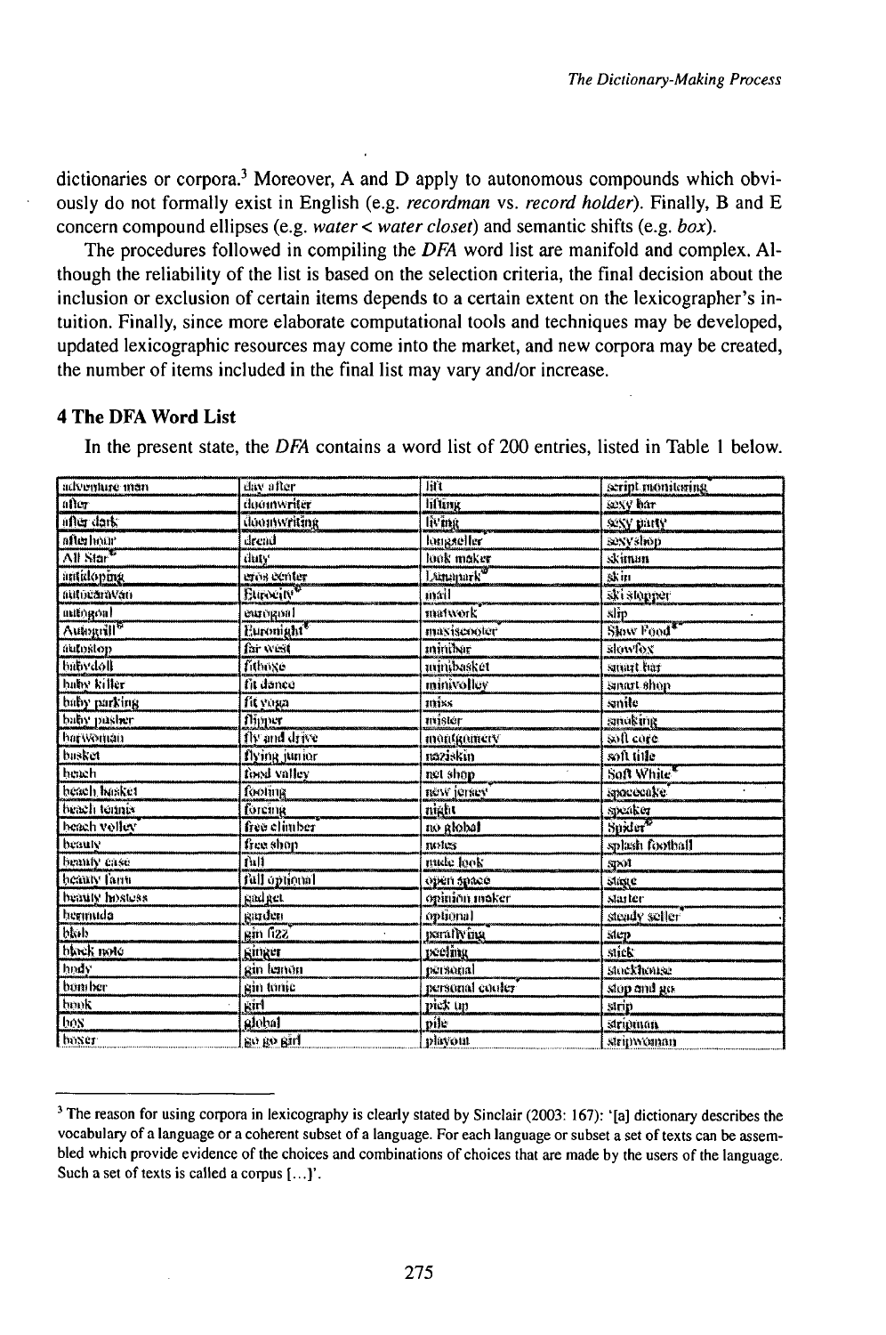dictionaries or corpora.[3] Moreover, A and D apply to autonomous compounds which obviously do not formally exist in English (e.g. *recordman* vs. *record holder*). Finally, B and E concern compound ellipses (e.g. *water* < *water closet*) and semantic shifts (e.g. *box*).

The procedures followed in compiling the *DFA* word list are manifold and complex. Although the reliability of the list is based on the selection criteria, the final decision about the inclusion or exclusion of certain items depends to a certain extent on the lexicographer's intuition. Finally, since more elaborate computational tools and techniques may be developed, updated lexicographic resources may come into the market, and new corpora may be created, the number of items included in the final list may vary and/or increase.

### 4 The DFA Word List

In the present state, the *DFA* contains a word list of 200 entries, listed in Table 1 below.

| | | | |
|---|---|---|---|
| adventure man | day after | lift | script monitoring |
| after | doorwriter | lifting | sexy bar |
| after dark | doorwriting | living | sexy party |
| after hour | dread | longseller | sexy shop |
| All Star® | duty | look maker | skiman |
| autidoping | eros center | Lunapark® | skin |
| autocaravan | Eurocity® | mail | ski stopper |
| autogoal | eurogoal | matwork | slip |
| Autogrill® | Euronight® | maxiscooter | Slow Food® |
| autostop | far west | minibar | slowfox |
| babydoll | fitboxe | minibasket | smart bar |
| baby killer | fit dance | minivolley | smart shop |
| baby parking | fit yoga | miss | smile |
| baby pusher | flipper | mister | smoking |
| barwoman | fly and drive | montgomery | soft core |
| basket | flying junior | naziskin | soft title |
| beach | food valley | net shop | Soft White® |
| beach basket | footing | new jersey | spacecake |
| beach tennis | forcing | night | speaker |
| beach volley | free climber | no global | Spider® |
| beauty | free shop | notes | splash football |
| beauty case | full | nude look | spot |
| beauty farm | full optional | open space | stage |
| beauty hostess | gadget | opinion maker | starter |
| bermuda | garden | optional | steady seller |
| blob | gin fizz | paralyzing | step |
| black note | ginger | peeling | stick |
| body | gin lemon | personal | stockhouse |
| bomber | gin tonic | personal cooler | stop and go |
| book | girl | pick up | strip |
| box | global | pile | stripman |
| boxer | go go girl | playout | stripwoman |

[3] The reason for using corpora in lexicography is clearly stated by Sinclair (2003: 167): '[a] dictionary describes the vocabulary of a language or a coherent subset of a language. For each language or subset a set of texts can be assembled which provide evidence of the choices and combinations of choices that are made by the users of the language. Such a set of texts is called a corpus [...]'.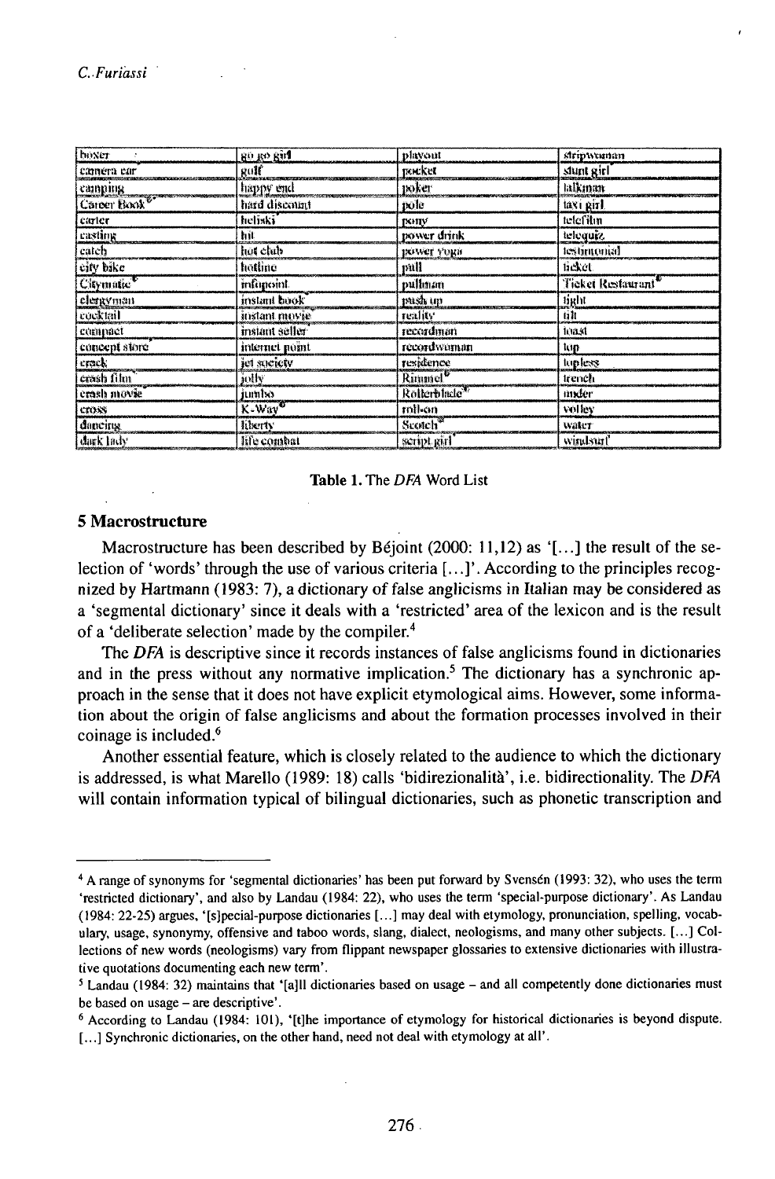| boxer | go go girl | playout | stripwoman |
|---|---|---|---|
| camera car | golf | pocket | stunt girl |
| camping | happy end | poker | talkman |
| Career Book® | hard discount | pole | taxi girl |
| carter | heliski | pony | telefilm |
| casting | hit | power drink | telequiz |
| catch | hot club | power yoga | testimonial |
| city bike | hotline | pull | ticket |
| Citymatic® | infopoint | pullman | Ticket Restaurant® |
| clergyman | instant book | push up | tight |
| cocktail | instant movie | reality | tilt |
| compact | instant seller | recordman | toast |
| concept store | internet point | recordwoman | top |
| crack | jet society | residence | topless |
| crash film | jolly | Rimmel® | trench |
| crash movie | jumbo | Rollerblade® | under |
| cross | K-Way® | roll-on | volley |
| dancing | liberty | Scotch® | water |
| dark lady | life combat | script girl | windsurf |

**Table 1.** The *DFA* Word List

## 5 Macrostructure

Macrostructure has been described by Béjoint (2000: 11,12) as '[...] the result of the selection of 'words' through the use of various criteria [...]'. According to the principles recognized by Hartmann (1983: 7), a dictionary of false anglicisms in Italian may be considered as a 'segmental dictionary' since it deals with a 'restricted' area of the lexicon and is the result of a 'deliberate selection' made by the compiler.[4]

The *DFA* is descriptive since it records instances of false anglicisms found in dictionaries and in the press without any normative implication.[5] The dictionary has a synchronic approach in the sense that it does not have explicit etymological aims. However, some information about the origin of false anglicisms and about the formation processes involved in their coinage is included.[6]

Another essential feature, which is closely related to the audience to which the dictionary is addressed, is what Marello (1989: 18) calls 'bidirezionalità', i.e. bidirectionality. The *DFA* will contain information typical of bilingual dictionaries, such as phonetic transcription and

---

[4] A range of synonyms for 'segmental dictionaries' has been put forward by Svensén (1993: 32), who uses the term 'restricted dictionary', and also by Landau (1984: 22), who uses the term 'special-purpose dictionary'. As Landau (1984: 22-25) argues, '[s]pecial-purpose dictionaries [...] may deal with etymology, pronunciation, spelling, vocabulary, usage, synonymy, offensive and taboo words, slang, dialect, neologisms, and many other subjects. [...] Collections of new words (neologisms) vary from flippant newspaper glossaries to extensive dictionaries with illustrative quotations documenting each new term'.

[5] Landau (1984: 32) maintains that '[a]ll dictionaries based on usage – and all competently done dictionaries must be based on usage – are descriptive'.

[6] According to Landau (1984: 101), '[t]he importance of etymology for historical dictionaries is beyond dispute. [...] Synchronic dictionaries, on the other hand, need not deal with etymology at all'.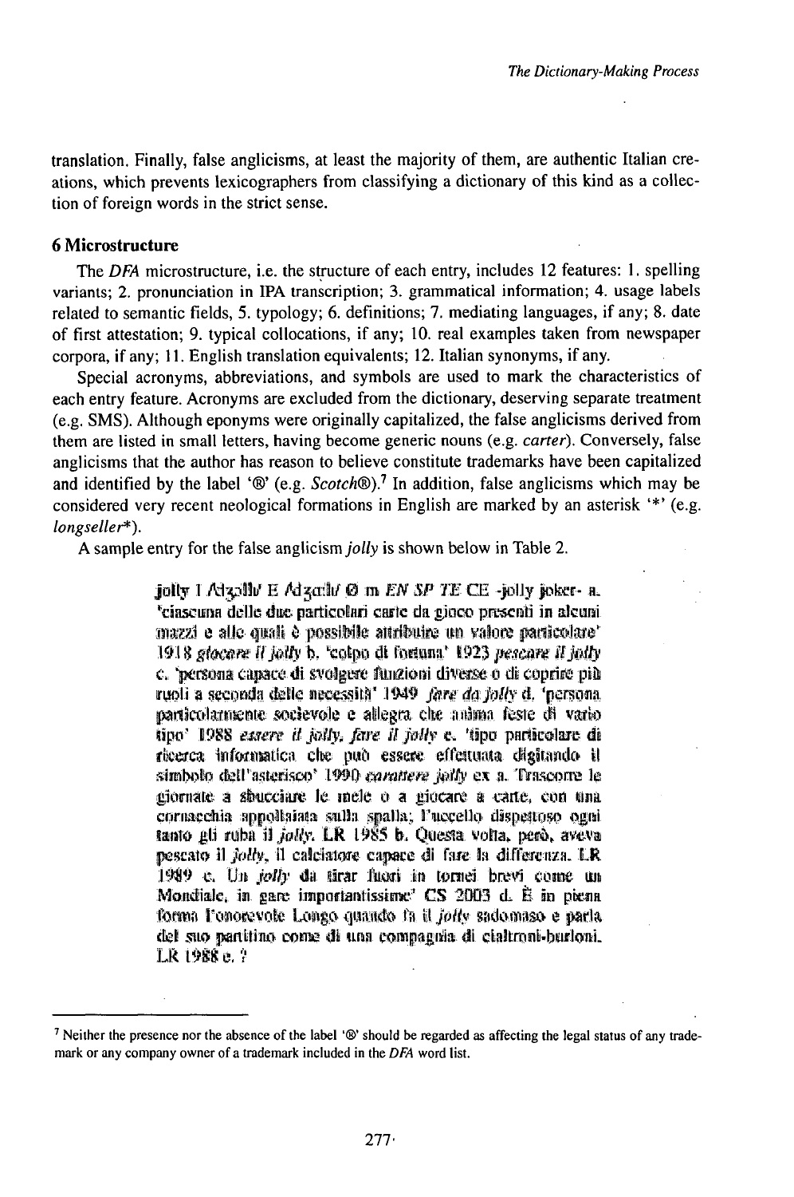translation. Finally, false anglicisms, at least the majority of them, are authentic Italian creations, which prevents lexicographers from classifying a dictionary of this kind as a collection of foreign words in the strict sense.

### 6 Microstructure

The *DFA* microstructure, i.e. the structure of each entry, includes 12 features: 1. spelling variants; 2. pronunciation in IPA transcription; 3. grammatical information; 4. usage labels related to semantic fields, 5. typology; 6. definitions; 7. mediating languages, if any; 8. date of first attestation; 9. typical collocations, if any; 10. real examples taken from newspaper corpora, if any; 11. English translation equivalents; 12. Italian synonyms, if any.

Special acronyms, abbreviations, and symbols are used to mark the characteristics of each entry feature. Acronyms are excluded from the dictionary, deserving separate treatment (e.g. SMS). Although eponyms were originally capitalized, the false anglicisms derived from them are listed in small letters, having become generic nouns (e.g. *carter*). Conversely, false anglicisms that the author has reason to believe constitute trademarks have been capitalized and identified by the label '®' (e.g. *Scotch*®).[7] In addition, false anglicisms which may be considered very recent neological formations in English are marked by an asterisk '*' (e.g. *longseller**).

A sample entry for the false anglicism *jolly* is shown below in Table 2.

> **jolly** I /ˈdʒɔlli/ E /ˈdʒɑːli/ Ø m *EN SP TE* CE -jolly joker- a. 'ciascuna delle due particolari carte da gioco presenti in alcuni mazzi e alle quali è possibile attribuire un valore particolare' 1918 *giocare il jolly* b. 'colpo di fortuna' 1923 *pescare il jolly* c. 'persona capace di svolgere funzioni diverse o di coprire più ruoli a seconda delle necessità' 1949 *fare da jolly* d. 'persona particolarmente socievole e allegra che anima feste di vario tipo' 1988 *essere il jolly, fare il jolly* e. 'tipo particolare di ricerca informatica che può essere effettuata digitando il simbolo dell'asterisco' 1990 *carattere jolly* ex a. Trascorre le giornate a sbucciare le mele o a giocare a carte, con una cornacchia appollaiata sulla spalla; l'uccello dispettoso ogni tanto gli ruba il *jolly*. LR 1985 b. Questa volta, però, aveva pescato il *jolly*, il calciatore capace di fare la differenza. LR 1989 c. Un *jolly* da tirar fuori in tornei brevi come un Mondiale, in gare importantissime' CS 2003 d. È in piena forma l'onorevole Longo quando fa il *jolly* sadomaso e parla del suo partitino come di una compagnia di cialtroni-burloni. LR 1988 e. ?

[7] Neither the presence nor the absence of the label '®' should be regarded as affecting the legal status of any trademark or any company owner of a trademark included in the *DFA* word list.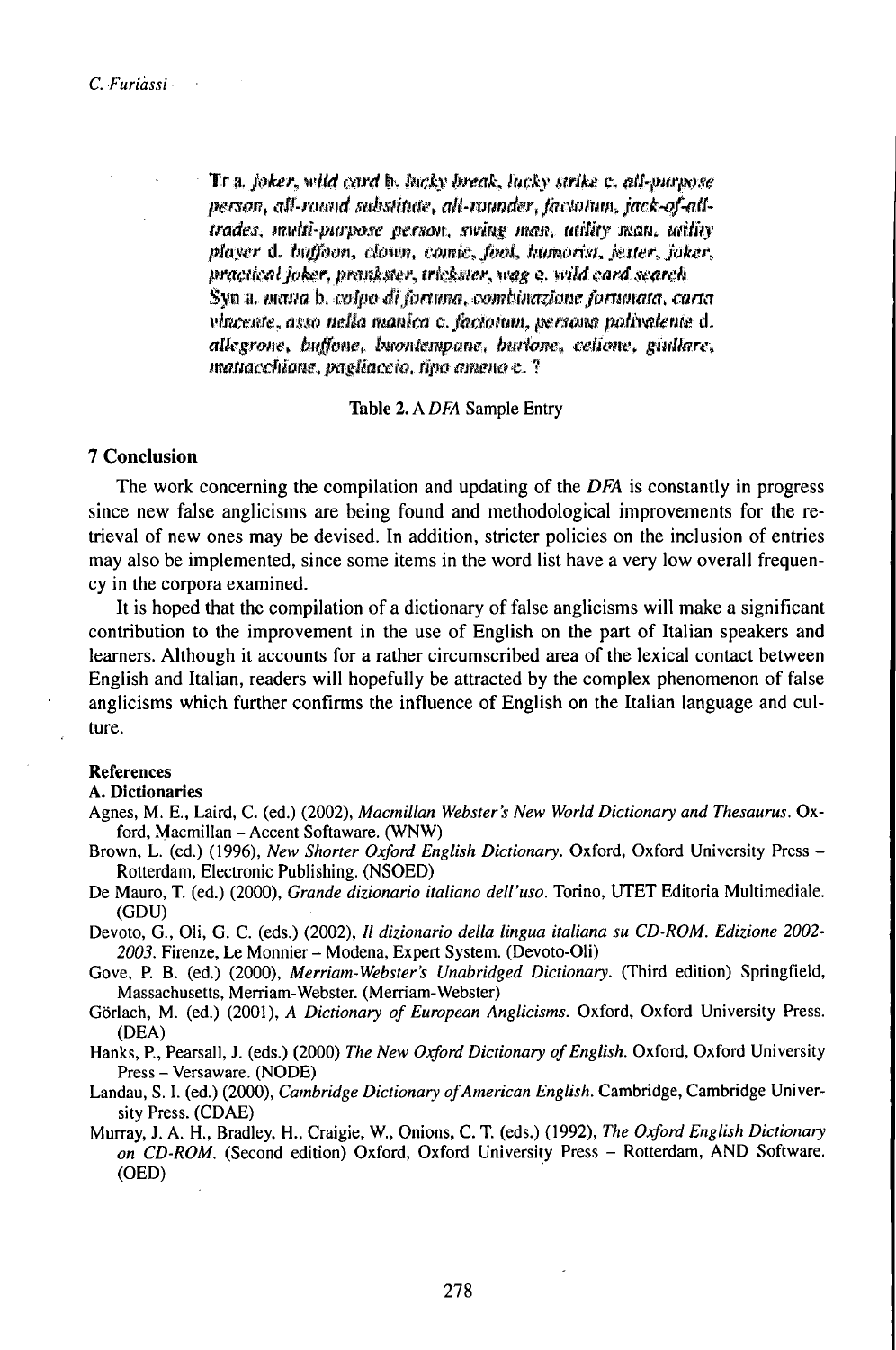Tr a. *joker, wild card* b. *lucky break, lucky strike* c. *all-purpose person, all-round substitute, all-rounder, factotum, jack-of-all-trades, multi-purpose person, swing man, utility man, utility player* d. *buffoon, clown, comic, fool, humorist, jester, joker, practical joker, prankster, trickster, wag* e. *wild card search*
Syn a. *matta* b. *colpo di fortuna, combinazione fortunata, carta vincente, asso nella manica* c. *factotum, persona polivalente* d. *allegrone, buffone, buontempone, burlone, celione, giullare, mattacchione, pagliaccio, tipo ameno* e. ?

**Table 2.** A *DFA* Sample Entry

## 7 Conclusion

The work concerning the compilation and updating of the *DFA* is constantly in progress since new false anglicisms are being found and methodological improvements for the retrieval of new ones may be devised. In addition, stricter policies on the inclusion of entries may also be implemented, since some items in the word list have a very low overall frequency in the corpora examined.

It is hoped that the compilation of a dictionary of false anglicisms will make a significant contribution to the improvement in the use of English on the part of Italian speakers and learners. Although it accounts for a rather circumscribed area of the lexical contact between English and Italian, readers will hopefully be attracted by the complex phenomenon of false anglicisms which further confirms the influence of English on the Italian language and culture.

## References

### A. Dictionaries

Agnes, M. E., Laird, C. (ed.) (2002), *Macmillan Webster's New World Dictionary and Thesaurus*. Oxford, Macmillan – Accent Softaware. (WNW)

Brown, L. (ed.) (1996), *New Shorter Oxford English Dictionary*. Oxford, Oxford University Press – Rotterdam, Electronic Publishing. (NSOED)

De Mauro, T. (ed.) (2000), *Grande dizionario italiano dell'uso*. Torino, UTET Editoria Multimediale. (GDU)

Devoto, G., Oli, G. C. (eds.) (2002), *Il dizionario della lingua italiana su CD-ROM. Edizione 2002-2003*. Firenze, Le Monnier – Modena, Expert System. (Devoto-Oli)

Gove, P. B. (ed.) (2000), *Merriam-Webster's Unabridged Dictionary*. (Third edition) Springfield, Massachusetts, Merriam-Webster. (Merriam-Webster)

Görlach, M. (ed.) (2001), *A Dictionary of European Anglicisms*. Oxford, Oxford University Press. (DEA)

Hanks, P., Pearsall, J. (eds.) (2000) *The New Oxford Dictionary of English*. Oxford, Oxford University Press – Versaware. (NODE)

Landau, S. I. (ed.) (2000), *Cambridge Dictionary of American English*. Cambridge, Cambridge University Press. (CDAE)

Murray, J. A. H., Bradley, H., Craigie, W., Onions, C. T. (eds.) (1992), *The Oxford English Dictionary on CD-ROM*. (Second edition) Oxford, Oxford University Press – Rotterdam, AND Software. (OED)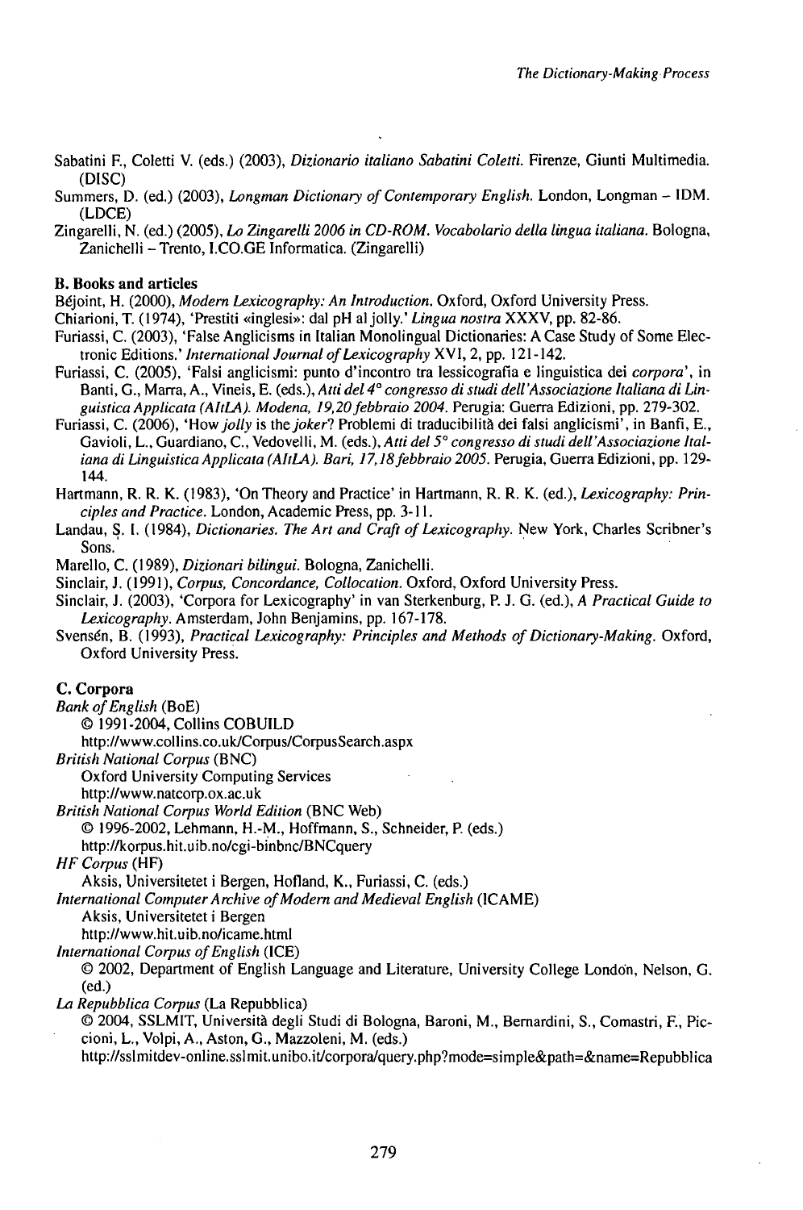Sabatini F., Coletti V. (eds.) (2003), *Dizionario italiano Sabatini Coletti*. Firenze, Giunti Multimedia. (DISC)

Summers, D. (ed.) (2003), *Longman Dictionary of Contemporary English*. London, Longman – IDM. (LDCE)

Zingarelli, N. (ed.) (2005), *Lo Zingarelli 2006 in CD-ROM. Vocabolario della lingua italiana*. Bologna, Zanichelli – Trento, I.CO.GE Informatica. (Zingarelli)

**B. Books and articles**

Béjoint, H. (2000), *Modern Lexicography: An Introduction*. Oxford, Oxford University Press.

Chiarioni, T. (1974), 'Prestiti «inglesi»: dal pH al jolly.' *Lingua nostra* XXXV, pp. 82-86.

Furiassi, C. (2003), 'False Anglicisms in Italian Monolingual Dictionaries: A Case Study of Some Electronic Editions.' *International Journal of Lexicography* XVI, 2, pp. 121-142.

Furiassi, C. (2005), 'Falsi anglicismi: punto d'incontro tra lessicografia e linguistica dei *corpora*', in Banti, G., Marra, A., Vineis, E. (eds.), *Atti del 4° congresso di studi dell'Associazione Italiana di Linguistica Applicata (AItLA). Modena, 19,20 febbraio 2004*. Perugia: Guerra Edizioni, pp. 279-302.

Furiassi, C. (2006), 'How *jolly* is the *joker*? Problemi di traducibilità dei falsi anglicismi', in Banfi, E., Gavioli, L., Guardiano, C., Vedovelli, M. (eds.), *Atti del 5° congresso di studi dell'Associazione Italiana di Linguistica Applicata (AItLA). Bari, 17,18 febbraio 2005*. Perugia, Guerra Edizioni, pp. 129-144.

Hartmann, R. R. K. (1983), 'On Theory and Practice' in Hartmann, R. R. K. (ed.), *Lexicography: Principles and Practice*. London, Academic Press, pp. 3-11.

Landau, S. I. (1984), *Dictionaries. The Art and Craft of Lexicography*. New York, Charles Scribner's Sons.

Marello, C. (1989), *Dizionari bilingui*. Bologna, Zanichelli.

Sinclair, J. (1991), *Corpus, Concordance, Collocation*. Oxford, Oxford University Press.

Sinclair, J. (2003), 'Corpora for Lexicography' in van Sterkenburg, P. J. G. (ed.), *A Practical Guide to Lexicography*. Amsterdam, John Benjamins, pp. 167-178.

Svensén, B. (1993), *Practical Lexicography: Principles and Methods of Dictionary-Making*. Oxford, Oxford University Press.

**C. Corpora**

*Bank of English* (BoE)
© 1991-2004, Collins COBUILD
http://www.collins.co.uk/Corpus/CorpusSearch.aspx

*British National Corpus* (BNC)
Oxford University Computing Services
http://www.natcorp.ox.ac.uk

*British National Corpus World Edition* (BNC Web)
© 1996-2002, Lehmann, H.-M., Hoffmann, S., Schneider, P. (eds.)
http://korpus.hit.uib.no/cgi-binbnc/BNCquery

*HF Corpus* (HF)
Aksis, Universitetet i Bergen, Hofland, K., Furiassi, C. (eds.)

*International Computer Archive of Modern and Medieval English* (ICAME)
Aksis, Universitetet i Bergen
http://www.hit.uib.no/icame.html

*International Corpus of English* (ICE)
© 2002, Department of English Language and Literature, University College London, Nelson, G. (ed.)

*La Repubblica Corpus* (La Repubblica)
© 2004, SSLMIT, Università degli Studi di Bologna, Baroni, M., Bernardini, S., Comastri, F., Piccioni, L., Volpi, A., Aston, G., Mazzoleni, M. (eds.)
http://sslmitdev-online.sslmit.unibo.it/corpora/query.php?mode=simple&path=&name=Repubblica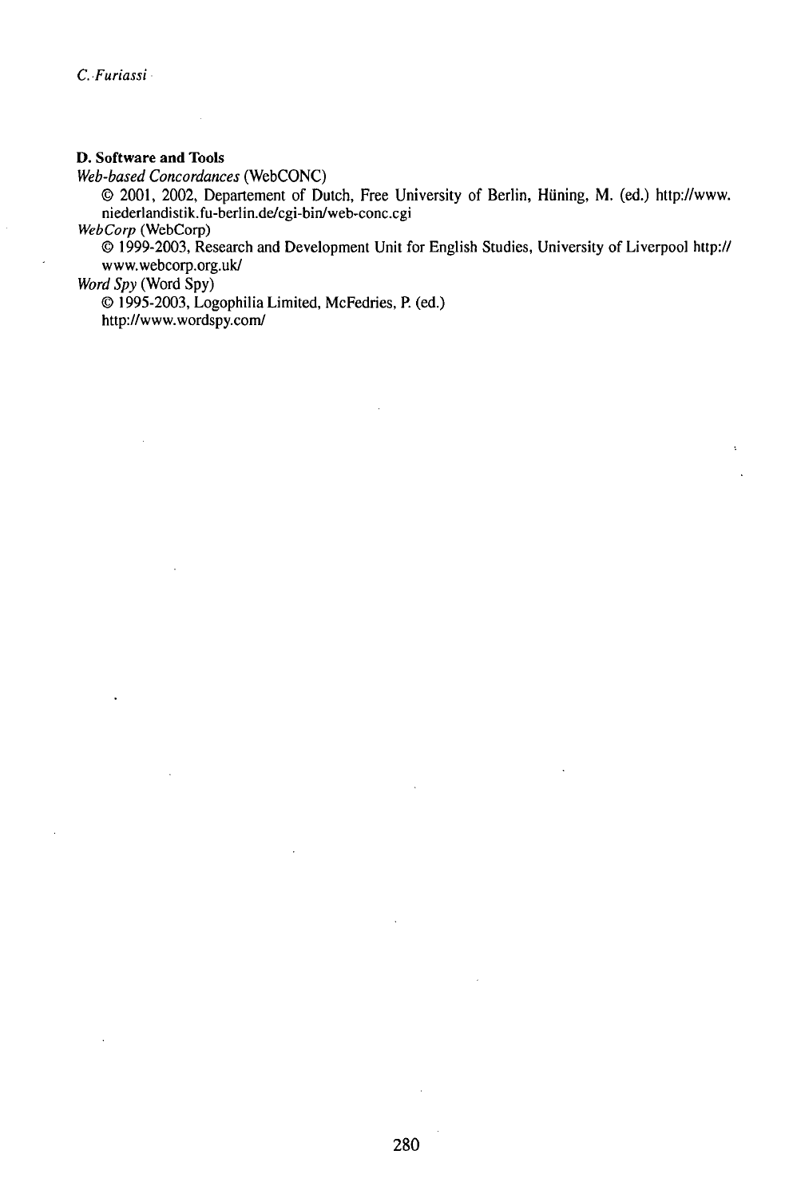**D. Software and Tools**

*Web-based Concordances* (WebCONC)

© 2001, 2002, Departement of Dutch, Free University of Berlin, Hüning, M. (ed.) http://www.niederlandistik.fu-berlin.de/cgi-bin/web-conc.cgi

*WebCorp* (WebCorp)

© 1999-2003, Research and Development Unit for English Studies, University of Liverpool http://www.webcorp.org.uk/

*Word Spy* (Word Spy)

© 1995-2003, Logophilia Limited, McFedries, P. (ed.)
http://www.wordspy.com/